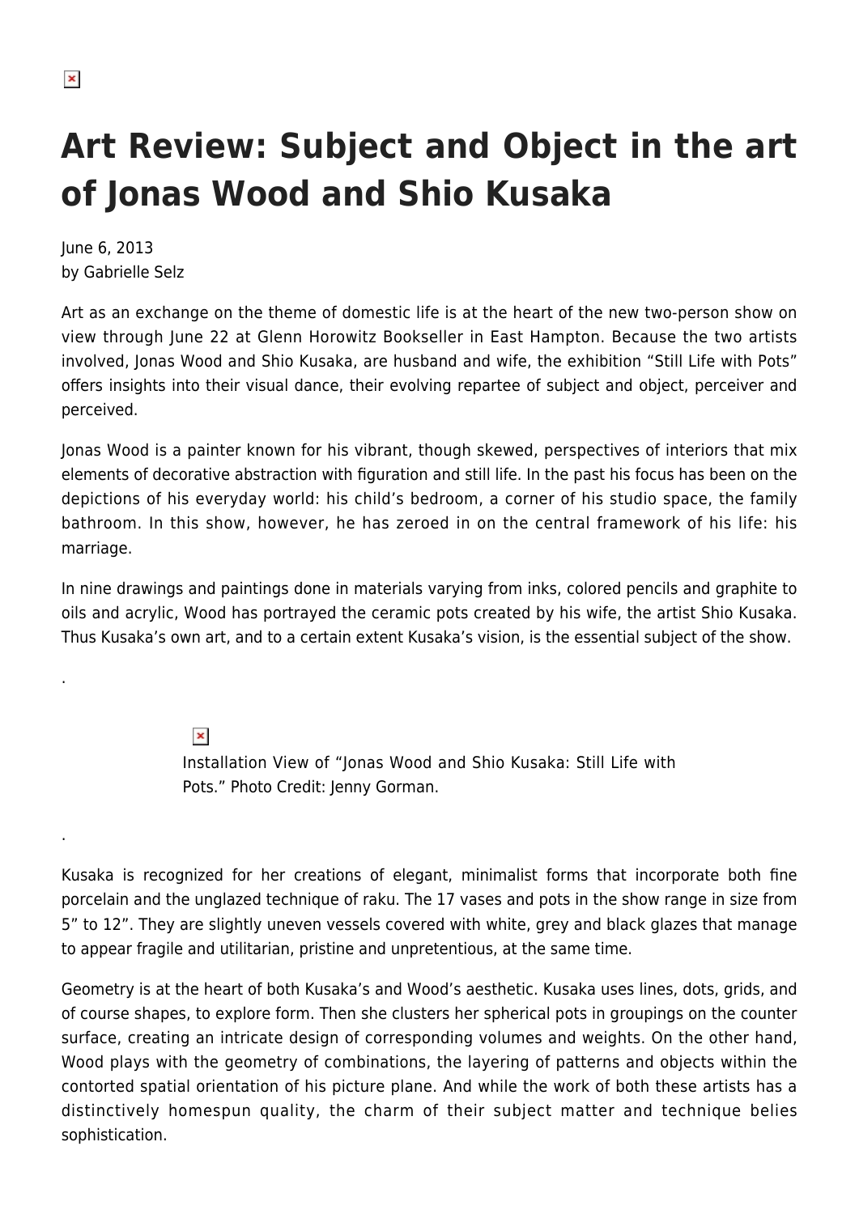# Art Review: Subject and Object in the art of Jonas Wood and Shio Kusaka

June 6, 2013
by Gabrielle Selz

Art as an exchange on the theme of domestic life is at the heart of the new two-person show on view through June 22 at Glenn Horowitz Bookseller in East Hampton. Because the two artists involved, Jonas Wood and Shio Kusaka, are husband and wife, the exhibition "Still Life with Pots" offers insights into their visual dance, their evolving repartee of subject and object, perceiver and perceived.

Jonas Wood is a painter known for his vibrant, though skewed, perspectives of interiors that mix elements of decorative abstraction with figuration and still life. In the past his focus has been on the depictions of his everyday world: his child's bedroom, a corner of his studio space, the family bathroom. In this show, however, he has zeroed in on the central framework of his life: his marriage.

In nine drawings and paintings done in materials varying from inks, colored pencils and graphite to oils and acrylic, Wood has portrayed the ceramic pots created by his wife, the artist Shio Kusaka. Thus Kusaka's own art, and to a certain extent Kusaka's vision, is the essential subject of the show.

.

Installation View of "Jonas Wood and Shio Kusaka: Still Life with Pots." Photo Credit: Jenny Gorman.

.

Kusaka is recognized for her creations of elegant, minimalist forms that incorporate both fine porcelain and the unglazed technique of raku. The 17 vases and pots in the show range in size from 5" to 12". They are slightly uneven vessels covered with white, grey and black glazes that manage to appear fragile and utilitarian, pristine and unpretentious, at the same time.

Geometry is at the heart of both Kusaka's and Wood's aesthetic. Kusaka uses lines, dots, grids, and of course shapes, to explore form. Then she clusters her spherical pots in groupings on the counter surface, creating an intricate design of corresponding volumes and weights. On the other hand, Wood plays with the geometry of combinations, the layering of patterns and objects within the contorted spatial orientation of his picture plane. And while the work of both these artists has a distinctively homespun quality, the charm of their subject matter and technique belies sophistication.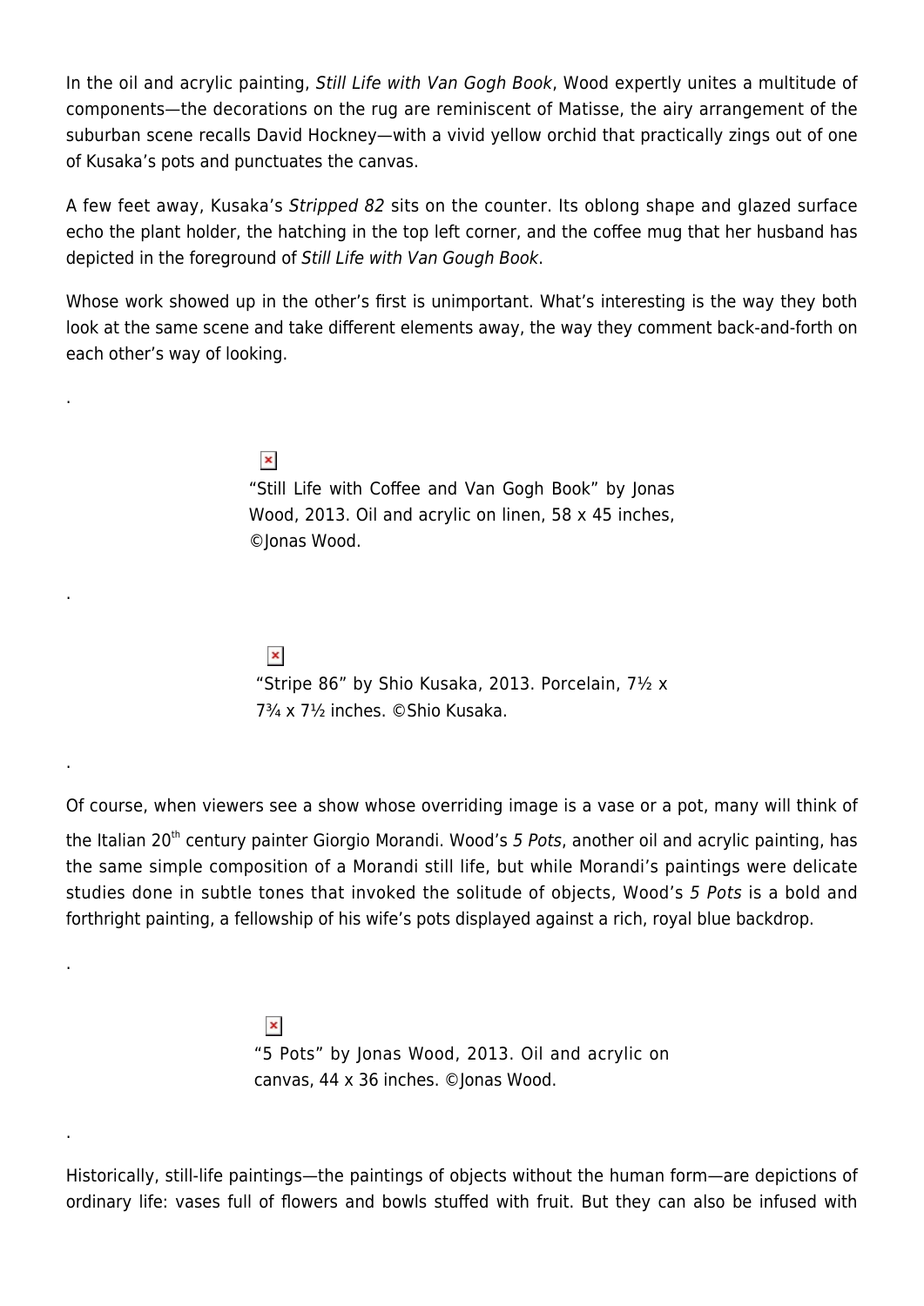In the oil and acrylic painting, *Still Life with Van Gogh Book*, Wood expertly unites a multitude of components—the decorations on the rug are reminiscent of Matisse, the airy arrangement of the suburban scene recalls David Hockney—with a vivid yellow orchid that practically zings out of one of Kusaka's pots and punctuates the canvas.

A few feet away, Kusaka's *Stripped 82* sits on the counter. Its oblong shape and glazed surface echo the plant holder, the hatching in the top left corner, and the coffee mug that her husband has depicted in the foreground of *Still Life with Van Gough Book*.

Whose work showed up in the other's first is unimportant. What's interesting is the way they both look at the same scene and take different elements away, the way they comment back-and-forth on each other's way of looking.

.

"Still Life with Coffee and Van Gogh Book" by Jonas Wood, 2013. Oil and acrylic on linen, 58 x 45 inches, ©Jonas Wood.

.

"Stripe 86" by Shio Kusaka, 2013. Porcelain, 7½ x 7¾ x 7½ inches. ©Shio Kusaka.

.

Of course, when viewers see a show whose overriding image is a vase or a pot, many will think of the Italian 20th century painter Giorgio Morandi. Wood's *5 Pots*, another oil and acrylic painting, has the same simple composition of a Morandi still life, but while Morandi's paintings were delicate studies done in subtle tones that invoked the solitude of objects, Wood's *5 Pots* is a bold and forthright painting, a fellowship of his wife's pots displayed against a rich, royal blue backdrop.

.

"5 Pots" by Jonas Wood, 2013. Oil and acrylic on canvas, 44 x 36 inches. ©Jonas Wood.

.

Historically, still-life paintings—the paintings of objects without the human form—are depictions of ordinary life: vases full of flowers and bowls stuffed with fruit. But they can also be infused with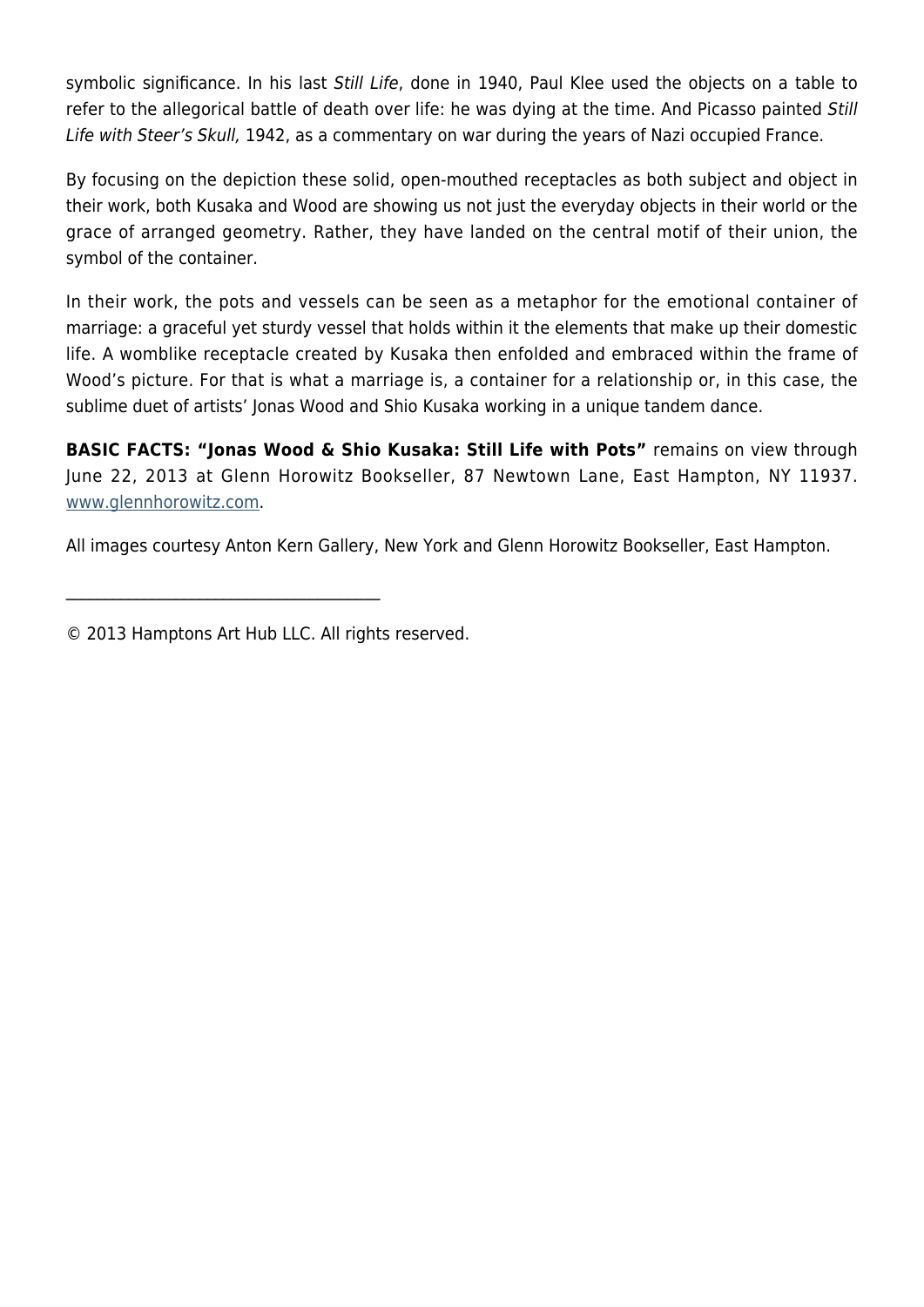symbolic significance. In his last *Still Life*, done in 1940, Paul Klee used the objects on a table to refer to the allegorical battle of death over life: he was dying at the time. And Picasso painted *Still Life with Steer's Skull,* 1942, as a commentary on war during the years of Nazi occupied France.

By focusing on the depiction these solid, open-mouthed receptacles as both subject and object in their work, both Kusaka and Wood are showing us not just the everyday objects in their world or the grace of arranged geometry. Rather, they have landed on the central motif of their union, the symbol of the container.

In their work, the pots and vessels can be seen as a metaphor for the emotional container of marriage: a graceful yet sturdy vessel that holds within it the elements that make up their domestic life. A womblike receptacle created by Kusaka then enfolded and embraced within the frame of Wood's picture. For that is what a marriage is, a container for a relationship or, in this case, the sublime duet of artists' Jonas Wood and Shio Kusaka working in a unique tandem dance.

**BASIC FACTS: "Jonas Wood & Shio Kusaka: Still Life with Pots"** remains on view through June 22, 2013 at Glenn Horowitz Bookseller, 87 Newtown Lane, East Hampton, NY 11937. www.glennhorowitz.com.

All images courtesy Anton Kern Gallery, New York and Glenn Horowitz Bookseller, East Hampton.

---

© 2013 Hamptons Art Hub LLC. All rights reserved.